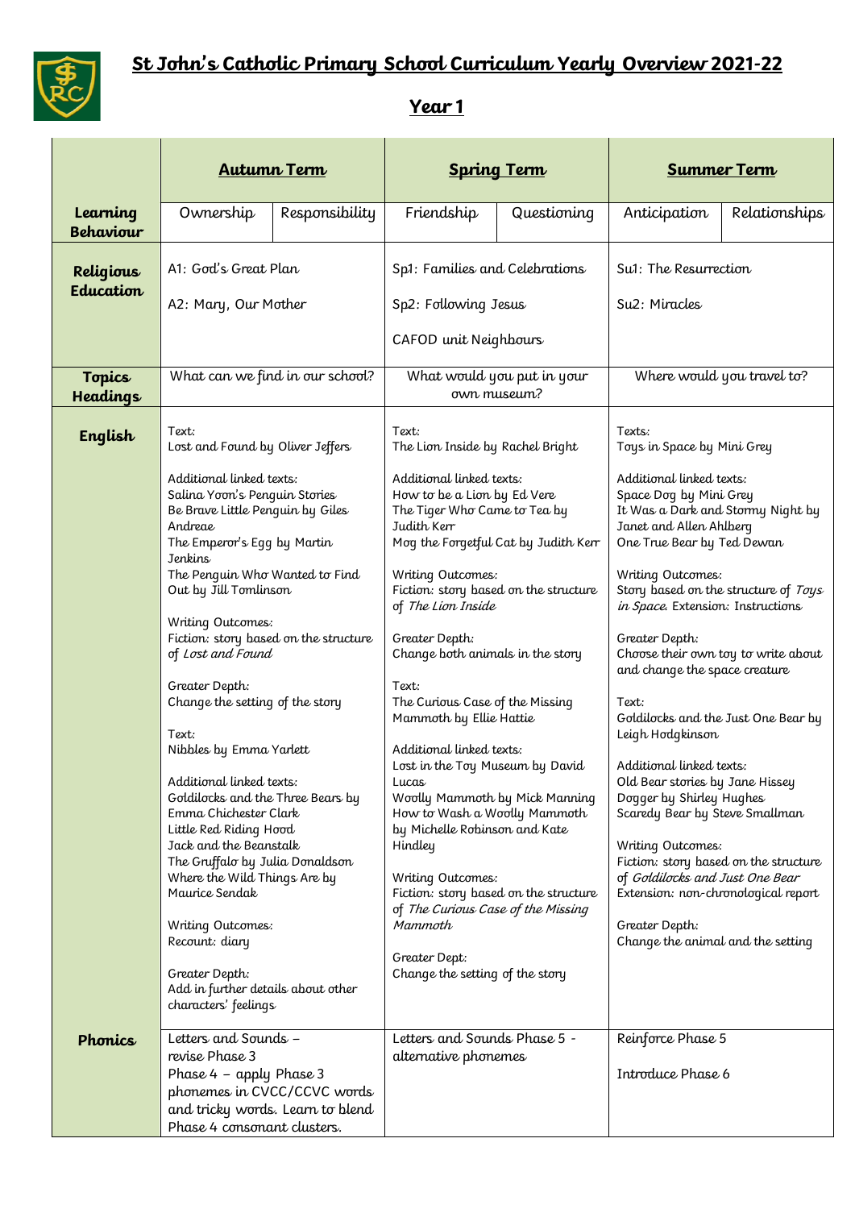# St John's Catholic Primary School Curriculum Yearly Overview 2021-22

## Year 1

| | Autumn Term | | Spring Term | | Summer Term | |
|---|---|---|---|---|---|---|
| **Learning Behaviour** | Ownership | Responsibility | Friendship | Questioning | Anticipation | Relationships |
| **Religious Education** | A1: God's Great Plan<br><br>A2: Mary, Our Mother | | Sp1: Families and Celebrations<br><br>Sp2: Following Jesus<br><br>CAFOD unit Neighbours | | Su1: The Resurrection<br><br>Su2: Miracles | |
| **Topics Headings** | What can we find in our school? | | What would you put in your own museum? | | Where would you travel to? | |
| **English** | Text:<br>Lost and Found by Oliver Jeffers<br><br>Additional linked texts:<br>Salina Yoon's Penguin Stories<br>Be Brave Little Penguin by Giles Andreae<br>The Emperor's Egg by Martin Jenkins<br>The Penguin Who Wanted to Find Out by Jill Tomlinson<br><br>Writing Outcomes:<br>Fiction: story based on the structure of *Lost and Found*<br><br>Greater Depth:<br>Change the setting of the story<br><br>Text:<br>Nibbles by Emma Yarlett<br><br>Additional linked texts:<br>Goldilocks and the Three Bears by Emma Chichester Clark<br>Little Red Riding Hood<br>Jack and the Beanstalk<br>The Gruffalo by Julia Donaldson<br>Where the Wild Things Are by Maurice Sendak<br><br>Writing Outcomes:<br>Recount: diary<br><br>Greater Depth:<br>Add in further details about other characters' feelings | | Text:<br>The Lion Inside by Rachel Bright<br><br>Additional linked texts:<br>How to be a Lion by Ed Vere<br>The Tiger Who Came to Tea by Judith Kerr<br>Mog the Forgetful Cat by Judith Kerr<br><br>Writing Outcomes:<br>Fiction: story based on the structure of *The Lion Inside*<br><br>Greater Depth:<br>Change both animals in the story<br><br>Text:<br>The Curious Case of the Missing Mammoth by Ellie Hattie<br><br>Additional linked texts:<br>Lost in the Toy Museum by David Lucas<br>Woolly Mammoth by Mick Manning<br>How to Wash a Woolly Mammoth by Michelle Robinson and Kate Hindley<br><br>Writing Outcomes:<br>Fiction: story based on the structure of *The Curious Case of the Missing Mammoth*<br><br>Greater Dept:<br>Change the setting of the story | | Texts:<br>Toys in Space by Mini Grey<br><br>Additional linked texts:<br>Space Dog by Mini Grey<br>It Was a Dark and Stormy Night by Janet and Allen Ahlberg<br>One True Bear by Ted Dewan<br><br>Writing Outcomes:<br>Story based on the structure of *Toys in Space*. Extension: Instructions<br><br>Greater Depth:<br>Choose their own toy to write about and change the space creature<br><br>Text:<br>Goldilocks and the Just One Bear by Leigh Hodgkinson<br><br>Additional linked texts:<br>Old Bear stories by Jane Hissey<br>Dogger by Shirley Hughes<br>Scaredy Bear by Steve Smallman<br><br>Writing Outcomes:<br>Fiction: story based on the structure of *Goldilocks and Just One Bear*<br>Extension: non-chronological report<br><br>Greater Depth:<br>Change the animal and the setting | |
| **Phonics** | Letters and Sounds – revise Phase 3<br>Phase 4 – apply Phase 3 phonemes in CVCC/CCVC words and tricky words. Learn to blend Phase 4 consonant clusters. | | Letters and Sounds Phase 5 - alternative phonemes | | Reinforce Phase 5<br><br>Introduce Phase 6 | |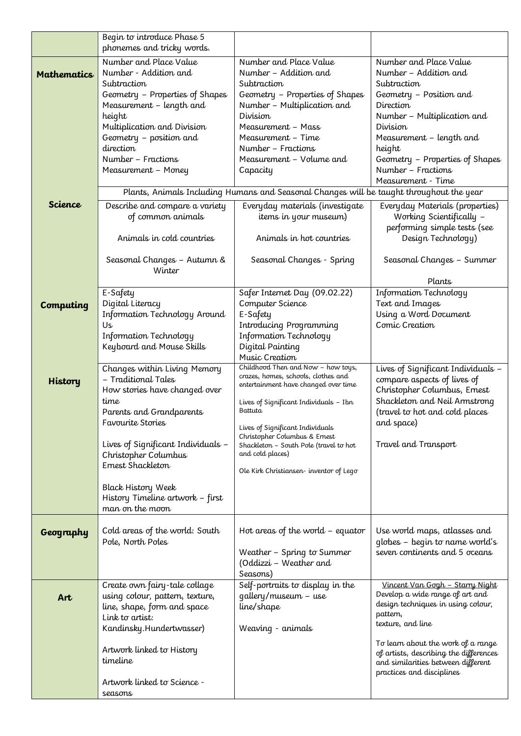| | | | |
|---|---|---|---|
| | Begin to introduce Phase 5 phonemes and tricky words. | | |
| **Mathematics** | Number and Place Value<br>Number - Addition and Subtraction<br>Geometry – Properties of Shapes<br>Measurement – length and height<br>Multiplication and Division<br>Geometry – position and direction<br>Number – Fractions<br>Measurement – Money | Number and Place Value<br>Number – Addition and Subtraction<br>Geometry – Properties of Shapes<br>Number – Multiplication and Division<br>Measurement – Mass<br>Measurement – Time<br>Number – Fractions<br>Measurement – Volume and Capacity | Number and Place Value<br>Number – Addition and Subtraction<br>Geometry – Position and Direction<br>Number – Multiplication and Division<br>Measurement – length and height<br>Geometry – Properties of Shapes<br>Number – Fractions<br>Measurement - Time |
| **Science** | Plants, Animals Including Humans and Seasonal Changes will be taught throughout the year | | |
| | Describe and compare a variety of common animals<br><br>Animals in cold countries<br><br>Seasonal Changes – Autumn & Winter | Everyday materials (investigate items in your museum)<br><br>Animals in hot countries<br><br>Seasonal Changes - Spring | Everyday Materials (properties)<br>Working Scientifically – performing simple tests (see Design Technology)<br><br>Seasonal Changes – Summer<br><br>Plants |
| **Computing** | E-Safety<br>Digital Literacy<br>Information Technology Around Us<br>Information Technology<br>Keyboard and Mouse Skills | Safer Internet Day (09.02.22)<br>Computer Science<br>E-Safety<br>Introducing Programming<br>Information Technology<br>Digital Painting<br>Music Creation | Information Technology<br>Text and Images<br>Using a Word Document<br>Comic Creation |
| **History** | Changes within Living Memory – Traditional Tales<br>How stories have changed over time<br>Parents and Grandparents<br>Favourite Stories<br><br>Lives of Significant Individuals – Christopher Columbus<br>Ernest Shackleton<br><br>Black History Week<br>History Timeline artwork – first man on the moon | Childhood Then and Now – how toys, crazes, homes, schools, clothes and entertainment have changed over time<br><br>Lives of Significant Individuals – Ibn Battuta<br><br>Lives of Significant Individuals Christopher Columbus & Ernest Shackleton – South Pole (travel to hot and cold places)<br><br>Ole Kirk Christiansen- inventor of Lego | Lives of Significant Individuals – compare aspects of lives of Christopher Columbus, Ernest Shackleton and Neil Armstrong (travel to hot and cold places and space)<br><br>Travel and Transport |
| **Geography** | Cold areas of the world: South Pole, North Poles | Hot areas of the world – equator<br><br>Weather – Spring to Summer (Oddizzi – Weather and Seasons) | Use world maps, atlasses and globes – begin to name world's seven continents and 5 oceans |
| **Art** | Create own fairy-tale collage using colour, pattern, texture, line, shape, form and space<br>Link to artist: Kandinsky.Hundertwasser)<br><br>Artwork linked to History timeline<br><br>Artwork linked to Science - seasons | Self-portraits to display in the gallery/museum – use line/shape<br><br>Weaving - animals | <u>Vincent Van Gogh – Starry Night</u><br>Develop a wide range of art and design techniques in using colour, pattern, texture, and line<br><br>To learn about the work of a range of artists, describing the differences and similarities between different practices and disciplines |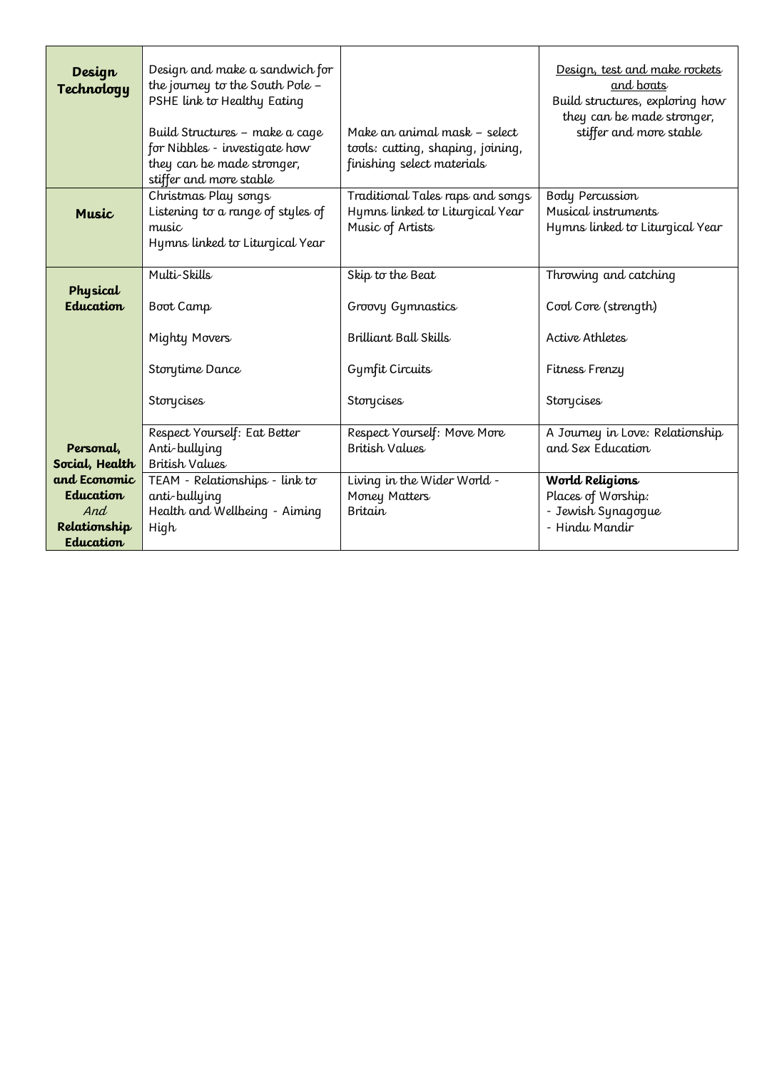| | | | |
|---|---|---|---|
| **Design Technology** | Design and make a sandwich for the journey to the South Pole – PSHE link to Healthy Eating<br><br>Build Structures – make a cage for Nibbles - investigate how they can be made stronger, stiffer and more stable | Make an animal mask – select tools: cutting, shaping, joining, finishing select materials | <u>Design, test and make rockets and boats</u><br>Build structures, exploring how they can be made stronger, stiffer and more stable |
| **Music** | Christmas Play songs<br>Listening to a range of styles of music<br>Hymns linked to Liturgical Year | Traditional Tales raps and songs<br>Hymns linked to Liturgical Year<br>Music of Artists | Body Percussion<br>Musical instruments<br>Hymns linked to Liturgical Year |
| **Physical Education** | Multi-Skills<br><br>Boot Camp<br><br>Mighty Movers<br><br>Storytime Dance<br><br>Storycises | Skip to the Beat<br><br>Groovy Gymnastics<br><br>Brilliant Ball Skills<br><br>Gymfit Circuits<br><br>Storycises | Throwing and catching<br><br>Cool Core (strength)<br><br>Active Athletes<br><br>Fitness Frenzy<br><br>Storycises |
| **Personal, Social, Health and Economic Education** *And* **Relationship Education** | Respect Yourself: Eat Better<br>Anti-bullying<br>British Values | Respect Yourself: Move More<br>British Values | A Journey in Love: Relationship and Sex Education |
| | TEAM - Relationships - link to anti-bullying<br>Health and Wellbeing - Aiming High | Living in the Wider World - Money Matters<br>Britain | **World Religions**<br>Places of Worship:<br>- Jewish Synagogue<br>- Hindu Mandir |